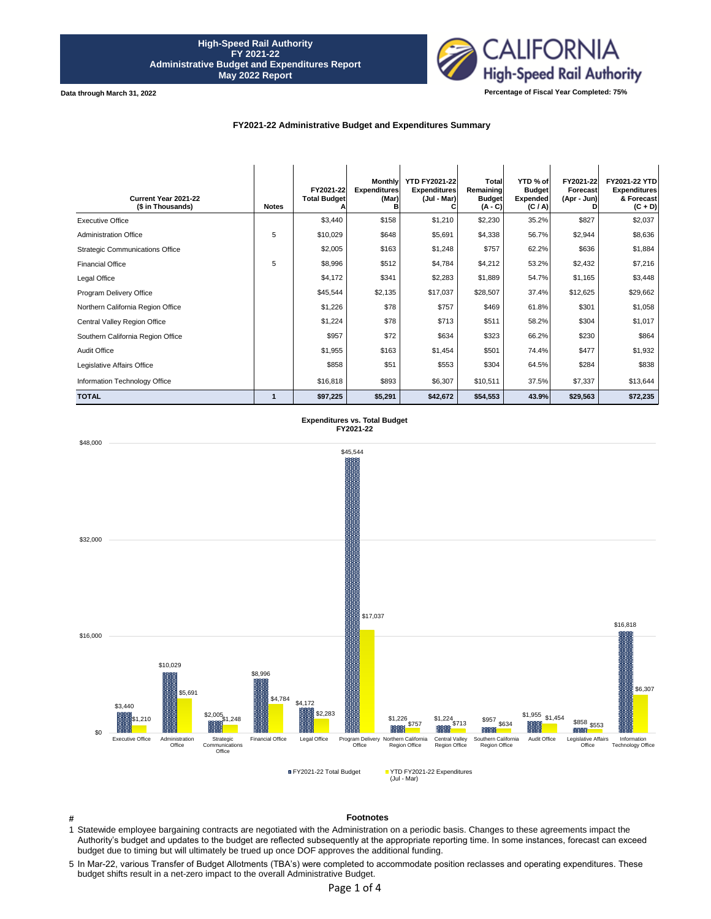# High-Speed Rail Authority
# FY 2021-22
# Administrative Budget and Expenditures Report
# May 2022 Report

CALIFORNIA High-Speed Rail Authority

**Data through March 31, 2022**

**Percentage of Fiscal Year Completed: 75%**

## FY2021-22 Administrative Budget and Expenditures Summary

| Current Year 2021-22 ($ in Thousands) | Notes | FY2021-22 Total Budget A | Monthly Expenditures (Mar) B | YTD FY2021-22 Expenditures (Jul - Mar) C | Total Remaining Budget (A - C) | YTD % of Budget Expended (C / A) | FY2021-22 Forecast (Apr - Jun) D | FY2021-22 YTD Expenditures & Forecast (C + D) |
|---|---|---|---|---|---|---|---|---|
| Executive Office | | $3,440 | $158 | $1,210 | $2,230 | 35.2% | $827 | $2,037 |
| Administration Office | 5 | $10,029 | $648 | $5,691 | $4,338 | 56.7% | $2,944 | $8,636 |
| Strategic Communications Office | | $2,005 | $163 | $1,248 | $757 | 62.2% | $636 | $1,884 |
| Financial Office | 5 | $8,996 | $512 | $4,784 | $4,212 | 53.2% | $2,432 | $7,216 |
| Legal Office | | $4,172 | $341 | $2,283 | $1,889 | 54.7% | $1,165 | $3,448 |
| Program Delivery Office | | $45,544 | $2,135 | $17,037 | $28,507 | 37.4% | $12,625 | $29,662 |
| Northern California Region Office | | $1,226 | $78 | $757 | $469 | 61.8% | $301 | $1,058 |
| Central Valley Region Office | | $1,224 | $78 | $713 | $511 | 58.2% | $304 | $1,017 |
| Southern California Region Office | | $957 | $72 | $634 | $323 | 66.2% | $230 | $864 |
| Audit Office | | $1,955 | $163 | $1,454 | $501 | 74.4% | $477 | $1,932 |
| Legislative Affairs Office | | $858 | $51 | $553 | $304 | 64.5% | $284 | $838 |
| Information Technology Office | | $16,818 | $893 | $6,307 | $10,511 | 37.5% | $7,337 | $13,644 |
| **TOTAL** | **1** | **$97,225** | **$5,291** | **$42,672** | **$54,553** | **43.9%** | **$29,563** | **$72,235** |

**Expenditures vs. Total Budget FY2021-22**

| Office | FY2021-22 Total Budget | YTD FY2021-22 Expenditures (Jul - Mar) |
|---|---|---|
| Executive Office | $3,440 | $1,210 |
| Administration Office | $10,029 | $5,691 |
| Strategic Communications Office | $2,005 | $1,248 |
| Financial Office | $8,996 | $4,784 |
| Legal Office | $4,172 | $2,283 |
| Program Delivery Office | $45,544 | $17,037 |
| Northern California Region Office | $1,226 | $757 |
| Central Valley Region Office | $1,224 | $713 |
| Southern California Region Office | $957 | $634 |
| Audit Office | $1,955 | $1,454 |
| Legislative Affairs Office | $858 | $553 |
| Information Technology Office | $16,818 | $6,307 |

## Footnotes

| # | |
|---|---|
| 1 | Statewide employee bargaining contracts are negotiated with the Administration on a periodic basis. Changes to these agreements impact the Authority's budget and updates to the budget are reflected subsequently at the appropriate reporting time. In some instances, forecast can exceed budget due to timing but will ultimately be trued up once DOF approves the additional funding. |
| 5 | In Mar-22, various Transfer of Budget Allotments (TBA's) were completed to accommodate position reclasses and operating expenditures. These budget shifts result in a net-zero impact to the overall Administrative Budget. |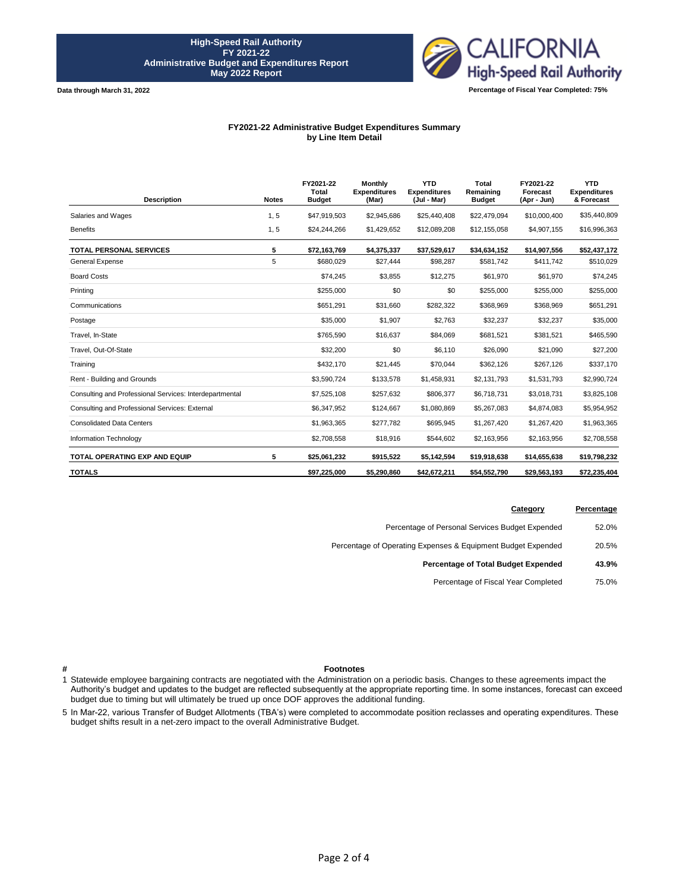**High-Speed Rail Authority**
**FY 2021-22**
**Administrative Budget and Expenditures Report**
**May 2022 Report**

**Data through March 31, 2022**

**Percentage of Fiscal Year Completed: 75%**

## FY2021-22 Administrative Budget Expenditures Summary by Line Item Detail

| Description | Notes | FY2021-22 Total Budget | Monthly Expenditures (Mar) | YTD Expenditures (Jul - Mar) | Total Remaining Budget | FY2021-22 Forecast (Apr - Jun) | YTD Expenditures & Forecast |
|---|---|---|---|---|---|---|---|
| Salaries and Wages | 1, 5 | $47,919,503 | $2,945,686 | $25,440,408 | $22,479,094 | $10,000,400 | $35,440,809 |
| Benefits | 1, 5 | $24,244,266 | $1,429,652 | $12,089,208 | $12,155,058 | $4,907,155 | $16,996,363 |
| **TOTAL PERSONAL SERVICES** | **5** | **$72,163,769** | **$4,375,337** | **$37,529,617** | **$34,634,152** | **$14,907,556** | **$52,437,172** |
| General Expense | 5 | $680,029 | $27,444 | $98,287 | $581,742 | $411,742 | $510,029 |
| Board Costs | | $74,245 | $3,855 | $12,275 | $61,970 | $61,970 | $74,245 |
| Printing | | $255,000 | $0 | $0 | $255,000 | $255,000 | $255,000 |
| Communications | | $651,291 | $31,660 | $282,322 | $368,969 | $368,969 | $651,291 |
| Postage | | $35,000 | $1,907 | $2,763 | $32,237 | $32,237 | $35,000 |
| Travel, In-State | | $765,590 | $16,637 | $84,069 | $681,521 | $381,521 | $465,590 |
| Travel, Out-Of-State | | $32,200 | $0 | $6,110 | $26,090 | $21,090 | $27,200 |
| Training | | $432,170 | $21,445 | $70,044 | $362,126 | $267,126 | $337,170 |
| Rent - Building and Grounds | | $3,590,724 | $133,578 | $1,458,931 | $2,131,793 | $1,531,793 | $2,990,724 |
| Consulting and Professional Services: Interdepartmental | | $7,525,108 | $257,632 | $806,377 | $6,718,731 | $3,018,731 | $3,825,108 |
| Consulting and Professional Services: External | | $6,347,952 | $124,667 | $1,080,869 | $5,267,083 | $4,874,083 | $5,954,952 |
| Consolidated Data Centers | | $1,963,365 | $277,782 | $695,945 | $1,267,420 | $1,267,420 | $1,963,365 |
| Information Technology | | $2,708,558 | $18,916 | $544,602 | $2,163,956 | $2,163,956 | $2,708,558 |
| **TOTAL OPERATING EXP AND EQUIP** | **5** | **$25,061,232** | **$915,522** | **$5,142,594** | **$19,918,638** | **$14,655,638** | **$19,798,232** |
| **TOTALS** | | **$97,225,000** | **$5,290,860** | **$42,672,211** | **$54,552,790** | **$29,563,193** | **$72,235,404** |

| Category | Percentage |
|---|---|
| Percentage of Personal Services Budget Expended | 52.0% |
| Percentage of Operating Expenses & Equipment Budget Expended | 20.5% |
| **Percentage of Total Budget Expended** | **43.9%** |
| Percentage of Fiscal Year Completed | 75.0% |

| # | Footnotes |
|---|---|
| 1 | Statewide employee bargaining contracts are negotiated with the Administration on a periodic basis. Changes to these agreements impact the Authority's budget and updates to the budget are reflected subsequently at the appropriate reporting time. In some instances, forecast can exceed budget due to timing but will ultimately be trued up once DOF approves the additional funding. |
| 5 | In Mar-22, various Transfer of Budget Allotments (TBA's) were completed to accommodate position reclasses and operating expenditures. These budget shifts result in a net-zero impact to the overall Administrative Budget. |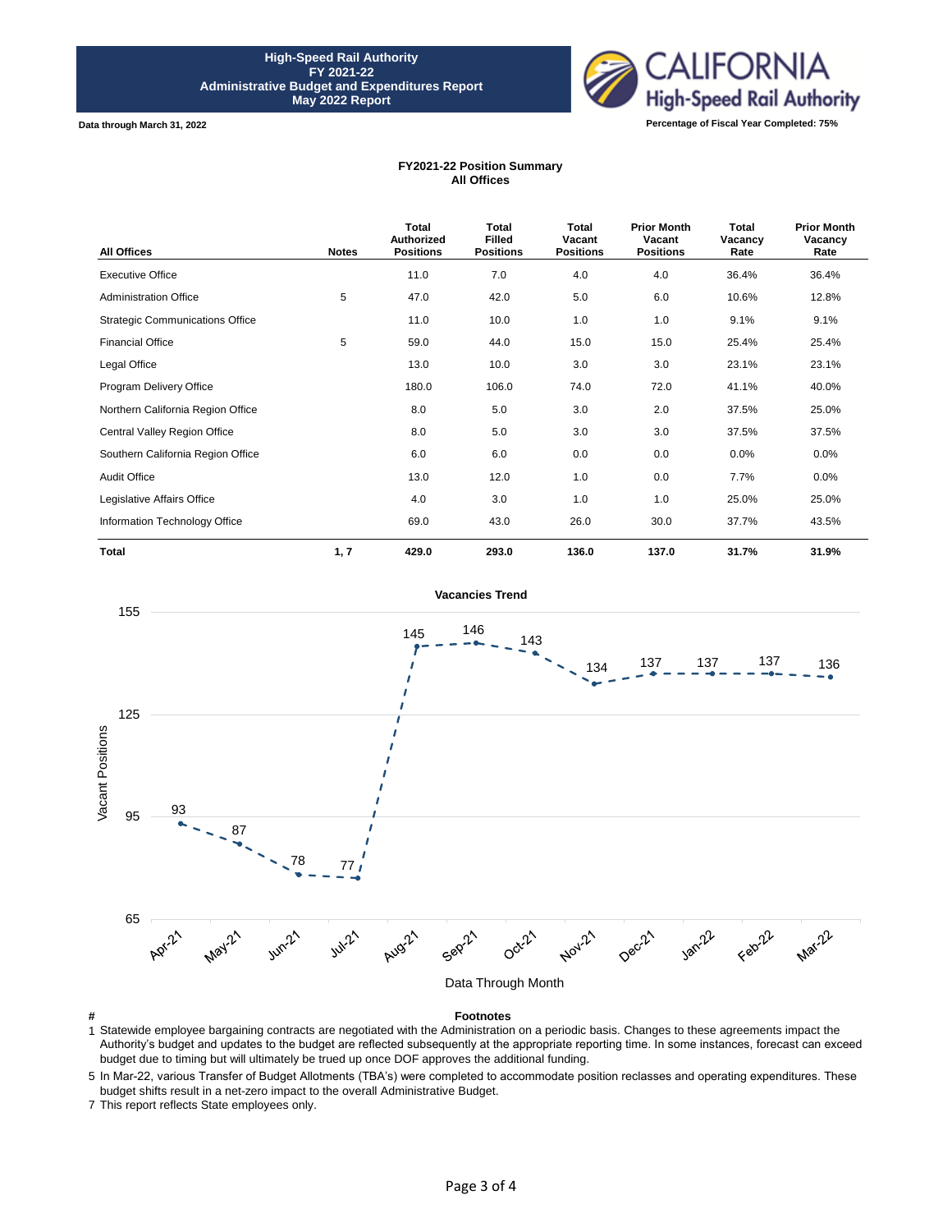**High-Speed Rail Authority**
**FY 2021-22**
**Administrative Budget and Expenditures Report**
**May 2022 Report**

**Data through March 31, 2022**

**Percentage of Fiscal Year Completed: 75%**

## FY2021-22 Position Summary
### All Offices

| All Offices | Notes | Total Authorized Positions | Total Filled Positions | Total Vacant Positions | Prior Month Vacant Positions | Total Vacancy Rate | Prior Month Vacancy Rate |
|---|---|---|---|---|---|---|---|
| Executive Office | | 11.0 | 7.0 | 4.0 | 4.0 | 36.4% | 36.4% |
| Administration Office | 5 | 47.0 | 42.0 | 5.0 | 6.0 | 10.6% | 12.8% |
| Strategic Communications Office | | 11.0 | 10.0 | 1.0 | 1.0 | 9.1% | 9.1% |
| Financial Office | 5 | 59.0 | 44.0 | 15.0 | 15.0 | 25.4% | 25.4% |
| Legal Office | | 13.0 | 10.0 | 3.0 | 3.0 | 23.1% | 23.1% |
| Program Delivery Office | | 180.0 | 106.0 | 74.0 | 72.0 | 41.1% | 40.0% |
| Northern California Region Office | | 8.0 | 5.0 | 3.0 | 2.0 | 37.5% | 25.0% |
| Central Valley Region Office | | 8.0 | 5.0 | 3.0 | 3.0 | 37.5% | 37.5% |
| Southern California Region Office | | 6.0 | 6.0 | 0.0 | 0.0 | 0.0% | 0.0% |
| Audit Office | | 13.0 | 12.0 | 1.0 | 0.0 | 7.7% | 0.0% |
| Legislative Affairs Office | | 4.0 | 3.0 | 1.0 | 1.0 | 25.0% | 25.0% |
| Information Technology Office | | 69.0 | 43.0 | 26.0 | 30.0 | 37.7% | 43.5% |
| **Total** | **1, 7** | **429.0** | **293.0** | **136.0** | **137.0** | **31.7%** | **31.9%** |

### Vacancies Trend

| Data Through Month | Vacant Positions |
|---|---|
| Apr-21 | 93 |
| May-21 | 87 |
| Jun-21 | 78 |
| Jul-21 | 77 |
| Aug-21 | 145 |
| Sep-21 | 146 |
| Oct-21 | 143 |
| Nov-21 | 134 |
| Dec-21 | 137 |
| Jan-22 | 137 |
| Feb-22 | 137 |
| Mar-22 | 136 |

| # | Footnotes |
|---|---|
| 1 | Statewide employee bargaining contracts are negotiated with the Administration on a periodic basis. Changes to these agreements impact the Authority's budget and updates to the budget are reflected subsequently at the appropriate reporting time. In some instances, forecast can exceed budget due to timing but will ultimately be trued up once DOF approves the additional funding. |
| 5 | In Mar-22, various Transfer of Budget Allotments (TBA's) were completed to accommodate position reclasses and operating expenditures. These budget shifts result in a net-zero impact to the overall Administrative Budget. |
| 7 | This report reflects State employees only. |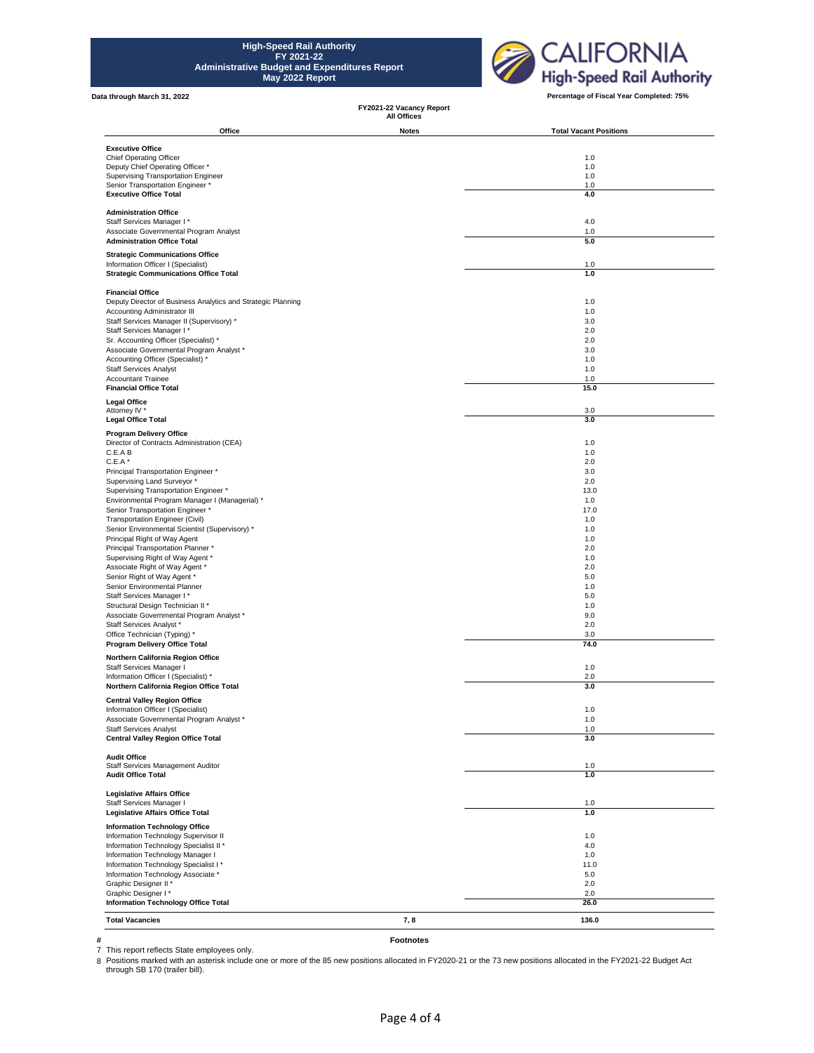**High-Speed Rail Authority**
**FY 2021-22**
**Administrative Budget and Expenditures Report**
**May 2022 Report**

CALIFORNIA High-Speed Rail Authority

**Data through March 31, 2022**

**Percentage of Fiscal Year Completed: 75%**

**FY2021-22 Vacancy Report**
**All Offices**

| Office | Notes | Total Vacant Positions |
|---|---|---|
| **Executive Office** | | |
| Chief Operating Officer | | 1.0 |
| Deputy Chief Operating Officer * | | 1.0 |
| Supervising Transportation Engineer | | 1.0 |
| Senior Transportation Engineer * | | 1.0 |
| **Executive Office Total** | | **4.0** |
| **Administration Office** | | |
| Staff Services Manager I * | | 4.0 |
| Associate Governmental Program Analyst | | 1.0 |
| **Administration Office Total** | | **5.0** |
| **Strategic Communications Office** | | |
| Information Officer I (Specialist) | | 1.0 |
| **Strategic Communications Office Total** | | **1.0** |
| **Financial Office** | | |
| Deputy Director of Business Analytics and Strategic Planning | | 1.0 |
| Accounting Administrator III | | 1.0 |
| Staff Services Manager II (Supervisory) * | | 3.0 |
| Staff Services Manager I * | | 2.0 |
| Sr. Accounting Officer (Specialist) * | | 2.0 |
| Associate Governmental Program Analyst * | | 3.0 |
| Accounting Officer (Specialist) * | | 1.0 |
| Staff Services Analyst | | 1.0 |
| Accountant Trainee | | 1.0 |
| **Financial Office Total** | | **15.0** |
| **Legal Office** | | |
| Attorney IV * | | 3.0 |
| **Legal Office Total** | | **3.0** |
| **Program Delivery Office** | | |
| Director of Contracts Administration (CEA) | | 1.0 |
| C.E.A B | | 1.0 |
| C.E.A * | | 2.0 |
| Principal Transportation Engineer * | | 3.0 |
| Supervising Land Surveyor * | | 2.0 |
| Supervising Transportation Engineer * | | 13.0 |
| Environmental Program Manager I (Managerial) * | | 1.0 |
| Senior Transportation Engineer * | | 17.0 |
| Transportation Engineer (Civil) | | 1.0 |
| Senior Environmental Scientist (Supervisory) * | | 1.0 |
| Principal Right of Way Agent | | 1.0 |
| Principal Transportation Planner * | | 2.0 |
| Supervising Right of Way Agent * | | 1.0 |
| Associate Right of Way Agent * | | 2.0 |
| Senior Right of Way Agent * | | 5.0 |
| Senior Environmental Planner | | 1.0 |
| Staff Services Manager I * | | 5.0 |
| Structural Design Technician II * | | 1.0 |
| Associate Governmental Program Analyst * | | 9.0 |
| Staff Services Analyst * | | 2.0 |
| Office Technician (Typing) * | | 3.0 |
| **Program Delivery Office Total** | | **74.0** |
| **Northern California Region Office** | | |
| Staff Services Manager I | | 1.0 |
| Information Officer I (Specialist) * | | 2.0 |
| **Northern California Region Office Total** | | **3.0** |
| **Central Valley Region Office** | | |
| Information Officer I (Specialist) | | 1.0 |
| Associate Governmental Program Analyst * | | 1.0 |
| Staff Services Analyst | | 1.0 |
| **Central Valley Region Office Total** | | **3.0** |
| **Audit Office** | | |
| Staff Services Management Auditor | | 1.0 |
| **Audit Office Total** | | **1.0** |
| **Legislative Affairs Office** | | |
| Staff Services Manager I | | 1.0 |
| **Legislative Affairs Office Total** | | **1.0** |
| **Information Technology Office** | | |
| Information Technology Supervisor II | | 1.0 |
| Information Technology Specialist II * | | 4.0 |
| Information Technology Manager I | | 1.0 |
| Information Technology Specialist I * | | 11.0 |
| Information Technology Associate * | | 5.0 |
| Graphic Designer II * | | 2.0 |
| Graphic Designer I * | | 2.0 |
| **Information Technology Office Total** | | **26.0** |
| **Total Vacancies** | **7, 8** | **136.0** |

**#** **Footnotes**

7 This report reflects State employees only.

8 Positions marked with an asterisk include one or more of the 85 new positions allocated in FY2020-21 or the 73 new positions allocated in the FY2021-22 Budget Act through SB 170 (trailer bill).